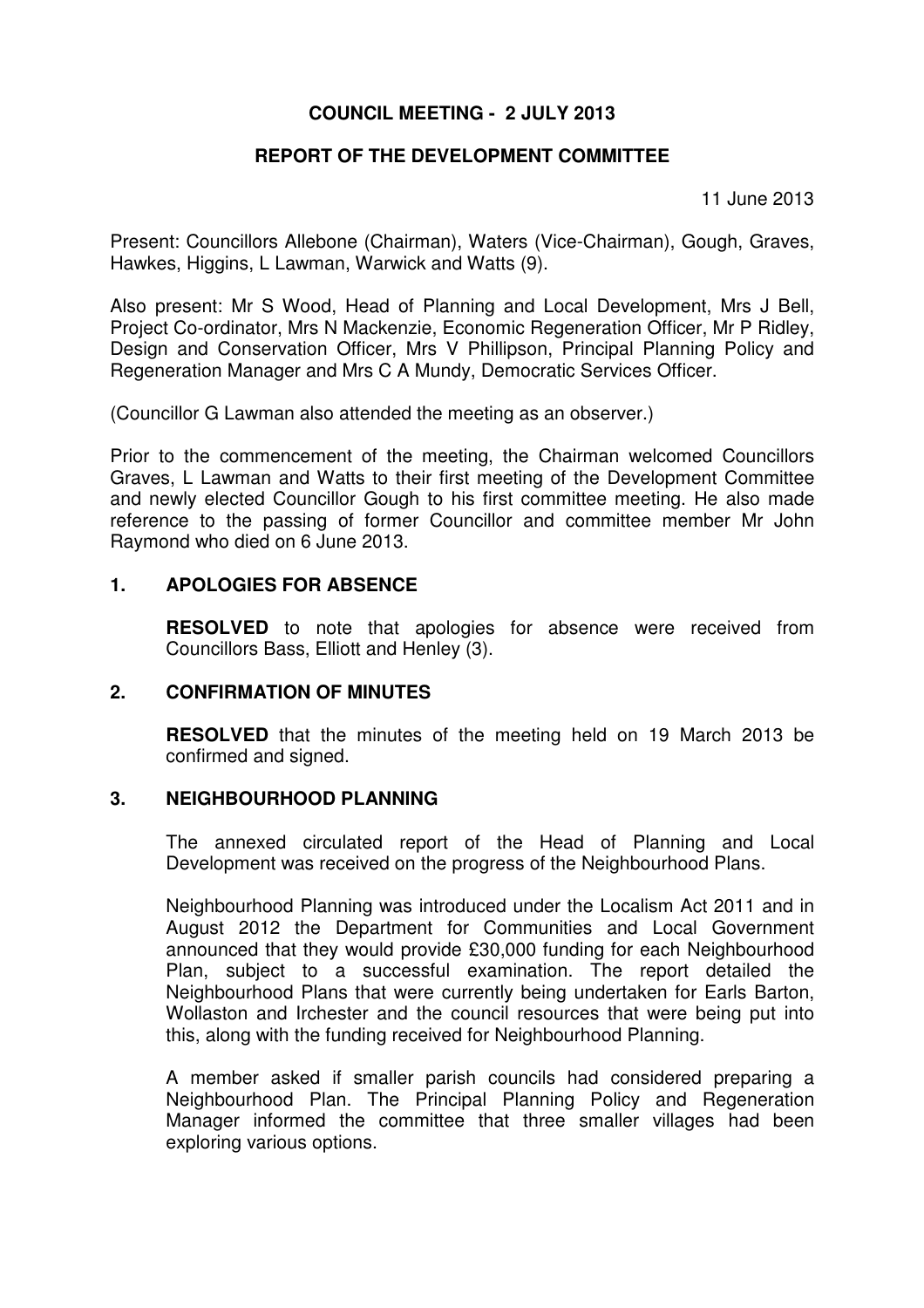# COUNCIL MEETING - 2 JULY 2013

## REPORT OF THE DEVELOPMENT COMMITTEE

11 June 2013

Present: Councillors Allebone (Chairman), Waters (Vice-Chairman), Gough, Graves, Hawkes, Higgins, L Lawman, Warwick and Watts (9).

Also present: Mr S Wood, Head of Planning and Local Development, Mrs J Bell, Project Co-ordinator, Mrs N Mackenzie, Economic Regeneration Officer, Mr P Ridley, Design and Conservation Officer, Mrs V Phillipson, Principal Planning Policy and Regeneration Manager and Mrs C A Mundy, Democratic Services Officer.

(Councillor G Lawman also attended the meeting as an observer.)

Prior to the commencement of the meeting, the Chairman welcomed Councillors Graves, L Lawman and Watts to their first meeting of the Development Committee and newly elected Councillor Gough to his first committee meeting. He also made reference to the passing of former Councillor and committee member Mr John Raymond who died on 6 June 2013.

### 1. APOLOGIES FOR ABSENCE

**RESOLVED** to note that apologies for absence were received from Councillors Bass, Elliott and Henley (3).

### 2. CONFIRMATION OF MINUTES

**RESOLVED** that the minutes of the meeting held on 19 March 2013 be confirmed and signed.

### 3. NEIGHBOURHOOD PLANNING

The annexed circulated report of the Head of Planning and Local Development was received on the progress of the Neighbourhood Plans.

Neighbourhood Planning was introduced under the Localism Act 2011 and in August 2012 the Department for Communities and Local Government announced that they would provide £30,000 funding for each Neighbourhood Plan, subject to a successful examination. The report detailed the Neighbourhood Plans that were currently being undertaken for Earls Barton, Wollaston and Irchester and the council resources that were being put into this, along with the funding received for Neighbourhood Planning.

A member asked if smaller parish councils had considered preparing a Neighbourhood Plan. The Principal Planning Policy and Regeneration Manager informed the committee that three smaller villages had been exploring various options.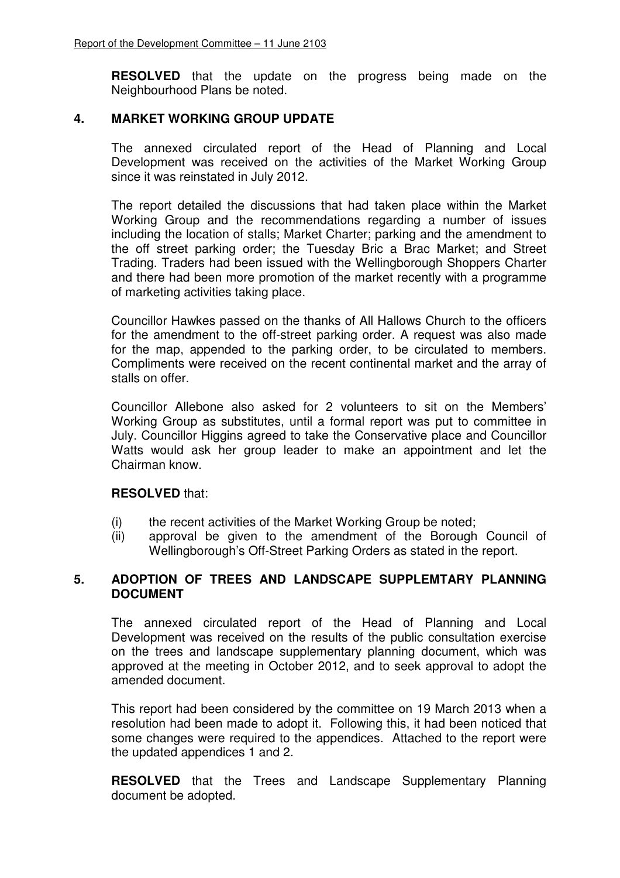**RESOLVED** that the update on the progress being made on the Neighbourhood Plans be noted.

## 4. MARKET WORKING GROUP UPDATE

The annexed circulated report of the Head of Planning and Local Development was received on the activities of the Market Working Group since it was reinstated in July 2012.

The report detailed the discussions that had taken place within the Market Working Group and the recommendations regarding a number of issues including the location of stalls; Market Charter; parking and the amendment to the off street parking order; the Tuesday Bric a Brac Market; and Street Trading. Traders had been issued with the Wellingborough Shoppers Charter and there had been more promotion of the market recently with a programme of marketing activities taking place.

Councillor Hawkes passed on the thanks of All Hallows Church to the officers for the amendment to the off-street parking order. A request was also made for the map, appended to the parking order, to be circulated to members. Compliments were received on the recent continental market and the array of stalls on offer.

Councillor Allebone also asked for 2 volunteers to sit on the Members' Working Group as substitutes, until a formal report was put to committee in July. Councillor Higgins agreed to take the Conservative place and Councillor Watts would ask her group leader to make an appointment and let the Chairman know.

**RESOLVED** that:

(i) the recent activities of the Market Working Group be noted;
(ii) approval be given to the amendment of the Borough Council of Wellingborough's Off-Street Parking Orders as stated in the report.

## 5. ADOPTION OF TREES AND LANDSCAPE SUPPLEMTARY PLANNING DOCUMENT

The annexed circulated report of the Head of Planning and Local Development was received on the results of the public consultation exercise on the trees and landscape supplementary planning document, which was approved at the meeting in October 2012, and to seek approval to adopt the amended document.

This report had been considered by the committee on 19 March 2013 when a resolution had been made to adopt it. Following this, it had been noticed that some changes were required to the appendices. Attached to the report were the updated appendices 1 and 2.

**RESOLVED** that the Trees and Landscape Supplementary Planning document be adopted.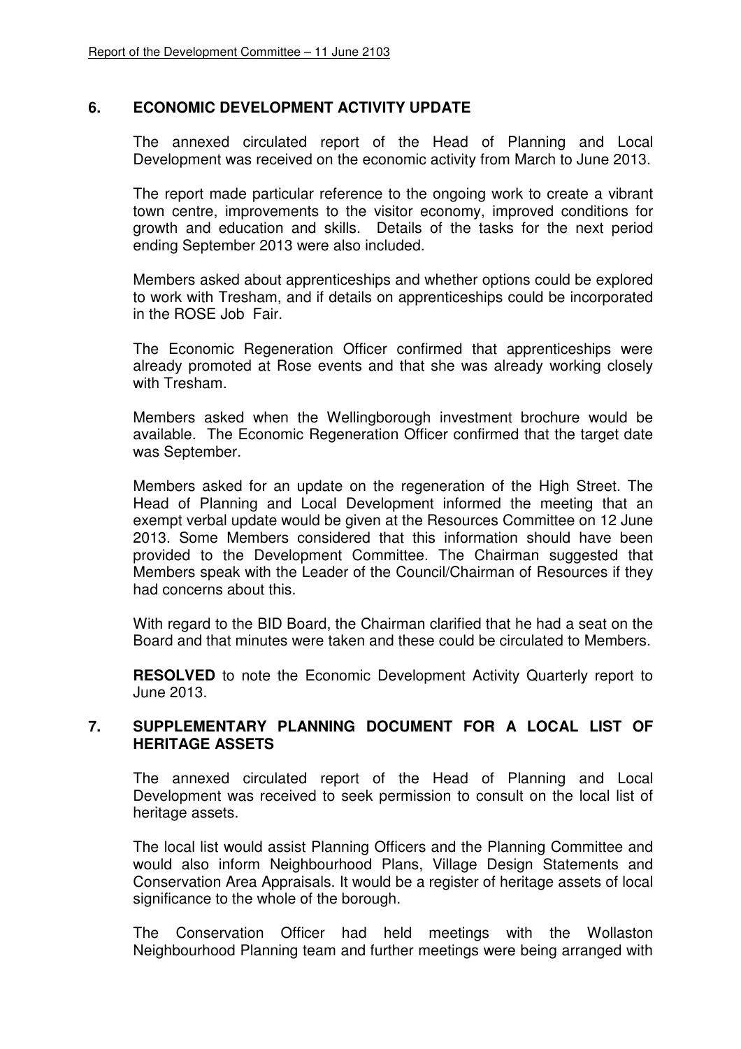## 6. ECONOMIC DEVELOPMENT ACTIVITY UPDATE

The annexed circulated report of the Head of Planning and Local Development was received on the economic activity from March to June 2013.

The report made particular reference to the ongoing work to create a vibrant town centre, improvements to the visitor economy, improved conditions for growth and education and skills. Details of the tasks for the next period ending September 2013 were also included.

Members asked about apprenticeships and whether options could be explored to work with Tresham, and if details on apprenticeships could be incorporated in the ROSE Job Fair.

The Economic Regeneration Officer confirmed that apprenticeships were already promoted at Rose events and that she was already working closely with Tresham.

Members asked when the Wellingborough investment brochure would be available. The Economic Regeneration Officer confirmed that the target date was September.

Members asked for an update on the regeneration of the High Street. The Head of Planning and Local Development informed the meeting that an exempt verbal update would be given at the Resources Committee on 12 June 2013. Some Members considered that this information should have been provided to the Development Committee. The Chairman suggested that Members speak with the Leader of the Council/Chairman of Resources if they had concerns about this.

With regard to the BID Board, the Chairman clarified that he had a seat on the Board and that minutes were taken and these could be circulated to Members.

**RESOLVED** to note the Economic Development Activity Quarterly report to June 2013.

## 7. SUPPLEMENTARY PLANNING DOCUMENT FOR A LOCAL LIST OF HERITAGE ASSETS

The annexed circulated report of the Head of Planning and Local Development was received to seek permission to consult on the local list of heritage assets.

The local list would assist Planning Officers and the Planning Committee and would also inform Neighbourhood Plans, Village Design Statements and Conservation Area Appraisals. It would be a register of heritage assets of local significance to the whole of the borough.

The Conservation Officer had held meetings with the Wollaston Neighbourhood Planning team and further meetings were being arranged with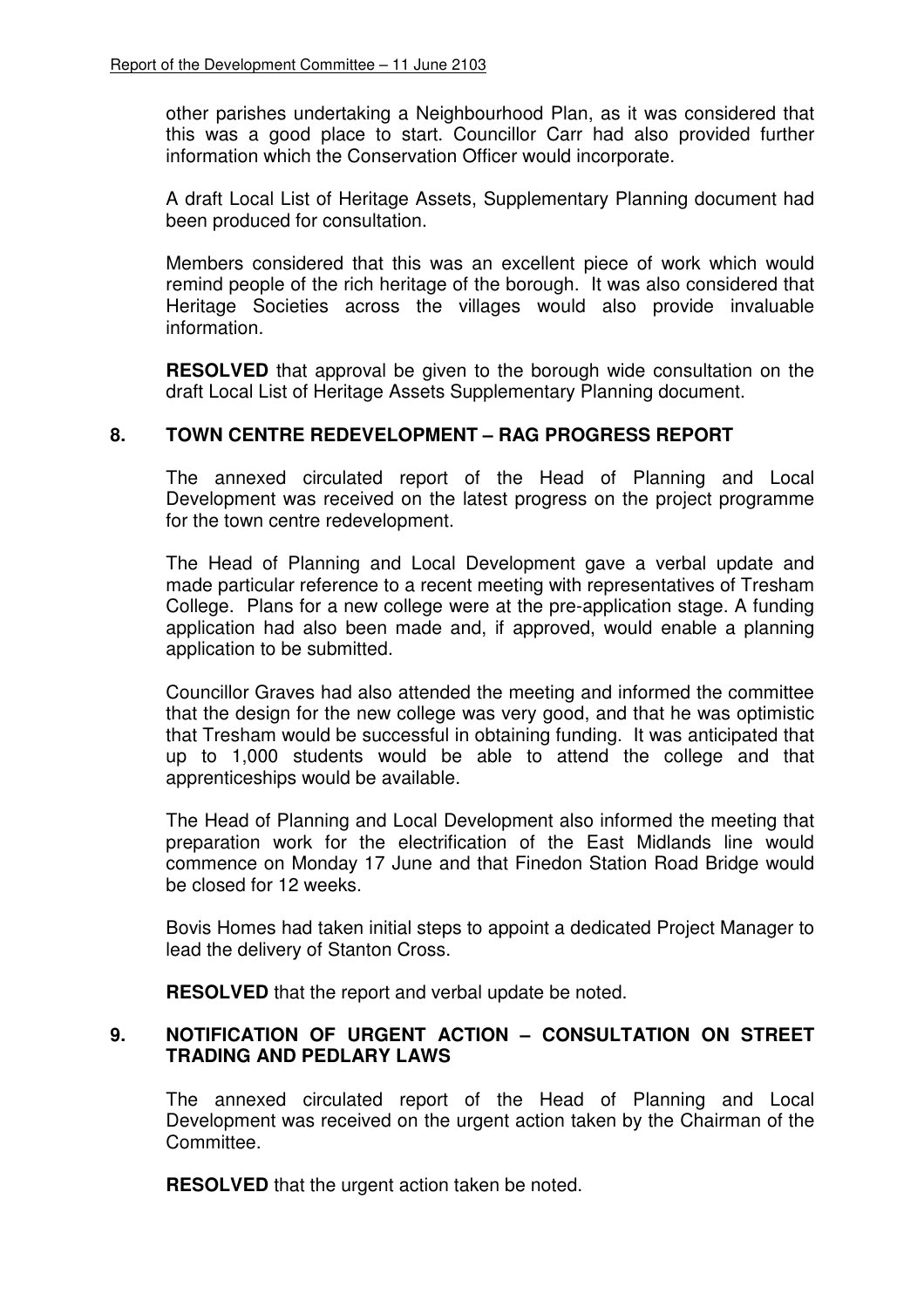other parishes undertaking a Neighbourhood Plan, as it was considered that this was a good place to start. Councillor Carr had also provided further information which the Conservation Officer would incorporate.

A draft Local List of Heritage Assets, Supplementary Planning document had been produced for consultation.

Members considered that this was an excellent piece of work which would remind people of the rich heritage of the borough. It was also considered that Heritage Societies across the villages would also provide invaluable information.

**RESOLVED** that approval be given to the borough wide consultation on the draft Local List of Heritage Assets Supplementary Planning document.

## 8. TOWN CENTRE REDEVELOPMENT – RAG PROGRESS REPORT

The annexed circulated report of the Head of Planning and Local Development was received on the latest progress on the project programme for the town centre redevelopment.

The Head of Planning and Local Development gave a verbal update and made particular reference to a recent meeting with representatives of Tresham College. Plans for a new college were at the pre-application stage. A funding application had also been made and, if approved, would enable a planning application to be submitted.

Councillor Graves had also attended the meeting and informed the committee that the design for the new college was very good, and that he was optimistic that Tresham would be successful in obtaining funding. It was anticipated that up to 1,000 students would be able to attend the college and that apprenticeships would be available.

The Head of Planning and Local Development also informed the meeting that preparation work for the electrification of the East Midlands line would commence on Monday 17 June and that Finedon Station Road Bridge would be closed for 12 weeks.

Bovis Homes had taken initial steps to appoint a dedicated Project Manager to lead the delivery of Stanton Cross.

**RESOLVED** that the report and verbal update be noted.

## 9. NOTIFICATION OF URGENT ACTION – CONSULTATION ON STREET TRADING AND PEDLARY LAWS

The annexed circulated report of the Head of Planning and Local Development was received on the urgent action taken by the Chairman of the Committee.

**RESOLVED** that the urgent action taken be noted.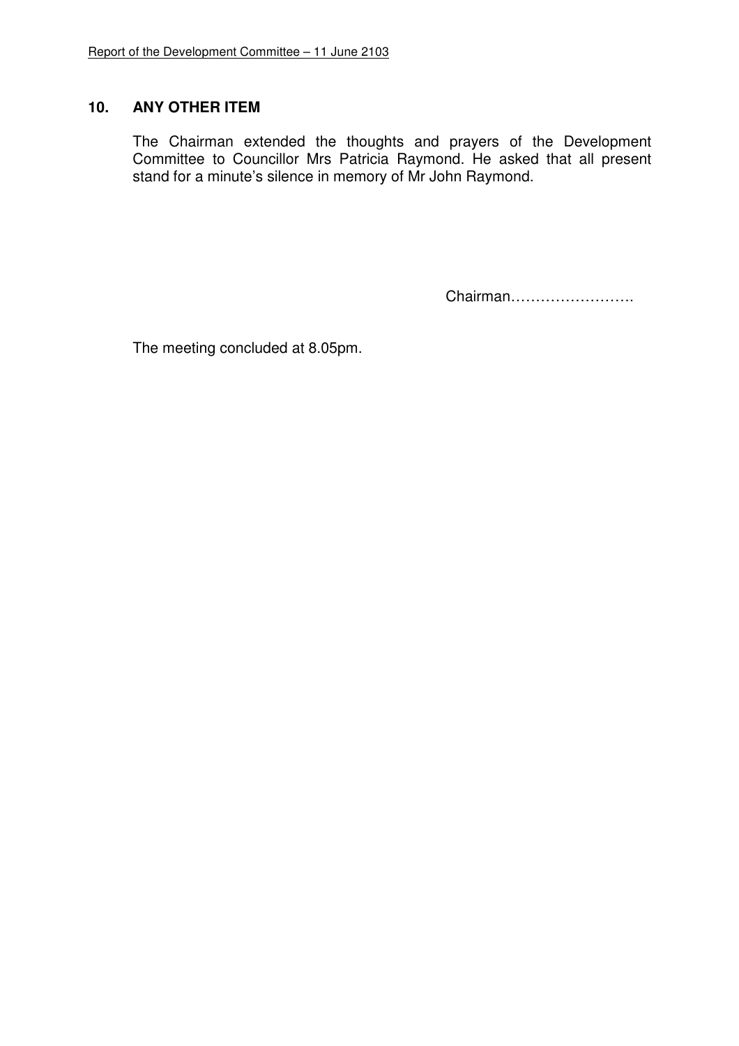## 10. ANY OTHER ITEM

The Chairman extended the thoughts and prayers of the Development Committee to Councillor Mrs Patricia Raymond. He asked that all present stand for a minute's silence in memory of Mr John Raymond.

Chairman…………………….

The meeting concluded at 8.05pm.